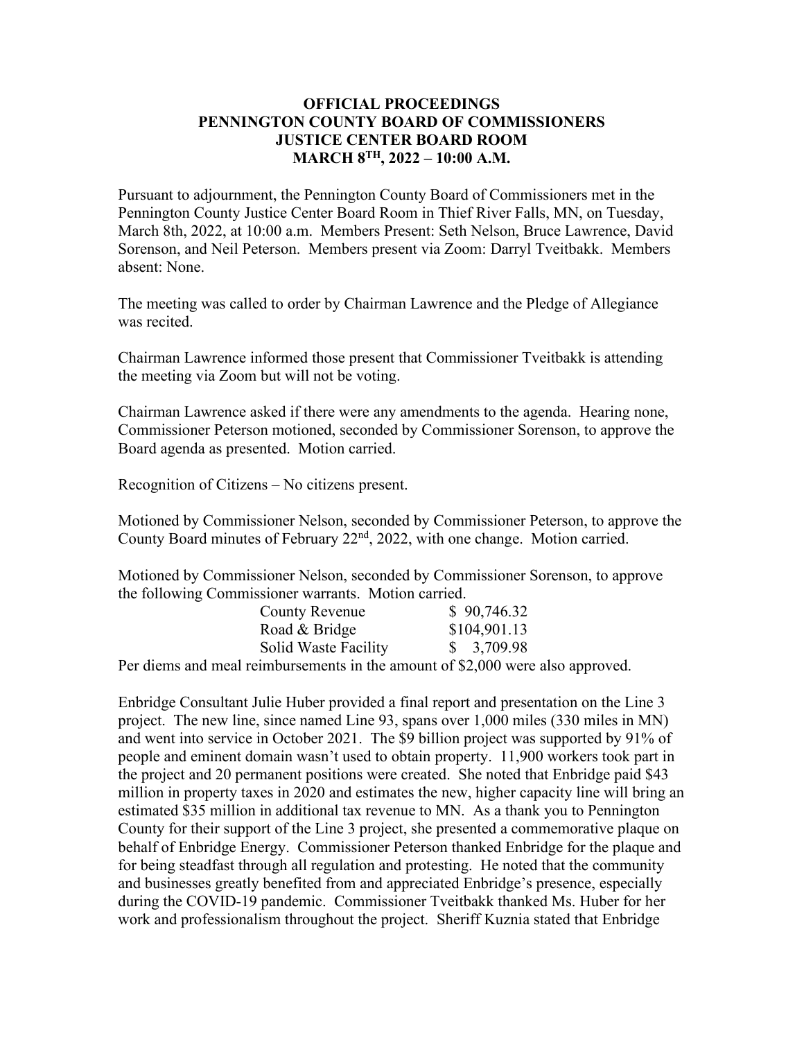# OFFICIAL PROCEEDINGS
# PENNINGTON COUNTY BOARD OF COMMISSIONERS
# JUSTICE CENTER BOARD ROOM
# MARCH 8TH, 2022 – 10:00 A.M.

Pursuant to adjournment, the Pennington County Board of Commissioners met in the Pennington County Justice Center Board Room in Thief River Falls, MN, on Tuesday, March 8th, 2022, at 10:00 a.m. Members Present: Seth Nelson, Bruce Lawrence, David Sorenson, and Neil Peterson. Members present via Zoom: Darryl Tveitbakk. Members absent: None.

The meeting was called to order by Chairman Lawrence and the Pledge of Allegiance was recited.

Chairman Lawrence informed those present that Commissioner Tveitbakk is attending the meeting via Zoom but will not be voting.

Chairman Lawrence asked if there were any amendments to the agenda. Hearing none, Commissioner Peterson motioned, seconded by Commissioner Sorenson, to approve the Board agenda as presented. Motion carried.

Recognition of Citizens – No citizens present.

Motioned by Commissioner Nelson, seconded by Commissioner Peterson, to approve the County Board minutes of February 22nd, 2022, with one change. Motion carried.

Motioned by Commissioner Nelson, seconded by Commissioner Sorenson, to approve the following Commissioner warrants. Motion carried.

| | |
|---|---|
| County Revenue | $ 90,746.32 |
| Road & Bridge | $104,901.13 |
| Solid Waste Facility | $ 3,709.98 |

Per diems and meal reimbursements in the amount of $2,000 were also approved.

Enbridge Consultant Julie Huber provided a final report and presentation on the Line 3 project. The new line, since named Line 93, spans over 1,000 miles (330 miles in MN) and went into service in October 2021. The $9 billion project was supported by 91% of people and eminent domain wasn't used to obtain property. 11,900 workers took part in the project and 20 permanent positions were created. She noted that Enbridge paid $43 million in property taxes in 2020 and estimates the new, higher capacity line will bring an estimated $35 million in additional tax revenue to MN. As a thank you to Pennington County for their support of the Line 3 project, she presented a commemorative plaque on behalf of Enbridge Energy. Commissioner Peterson thanked Enbridge for the plaque and for being steadfast through all regulation and protesting. He noted that the community and businesses greatly benefited from and appreciated Enbridge's presence, especially during the COVID-19 pandemic. Commissioner Tveitbakk thanked Ms. Huber for her work and professionalism throughout the project. Sheriff Kuznia stated that Enbridge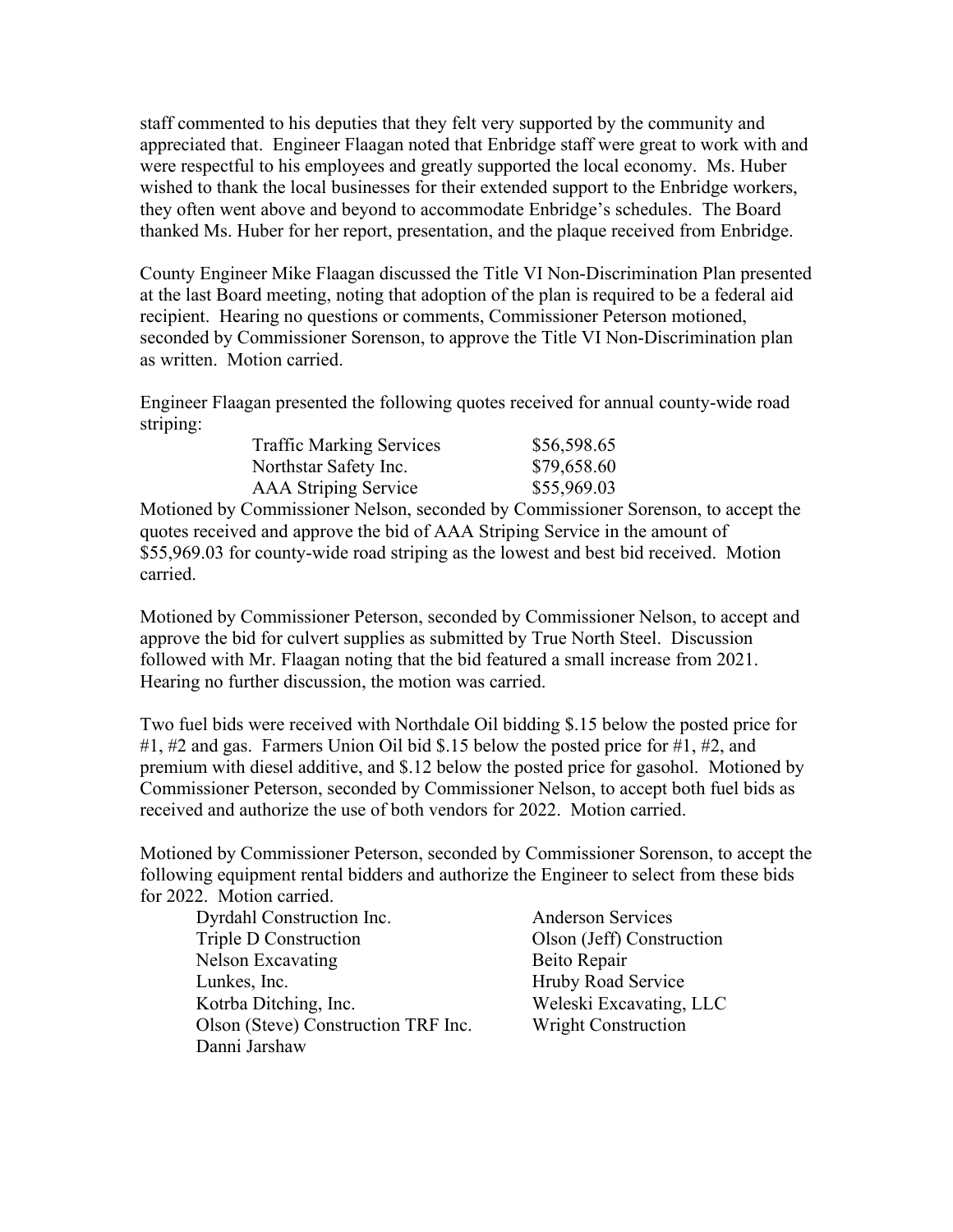staff commented to his deputies that they felt very supported by the community and appreciated that. Engineer Flaagan noted that Enbridge staff were great to work with and were respectful to his employees and greatly supported the local economy. Ms. Huber wished to thank the local businesses for their extended support to the Enbridge workers, they often went above and beyond to accommodate Enbridge's schedules. The Board thanked Ms. Huber for her report, presentation, and the plaque received from Enbridge.

County Engineer Mike Flaagan discussed the Title VI Non-Discrimination Plan presented at the last Board meeting, noting that adoption of the plan is required to be a federal aid recipient. Hearing no questions or comments, Commissioner Peterson motioned, seconded by Commissioner Sorenson, to approve the Title VI Non-Discrimination plan as written. Motion carried.

Engineer Flaagan presented the following quotes received for annual county-wide road striping:

| | |
|---|---|
| Traffic Marking Services | $56,598.65 |
| Northstar Safety Inc. | $79,658.60 |
| AAA Striping Service | $55,969.03 |

Motioned by Commissioner Nelson, seconded by Commissioner Sorenson, to accept the quotes received and approve the bid of AAA Striping Service in the amount of $55,969.03 for county-wide road striping as the lowest and best bid received. Motion carried.

Motioned by Commissioner Peterson, seconded by Commissioner Nelson, to accept and approve the bid for culvert supplies as submitted by True North Steel. Discussion followed with Mr. Flaagan noting that the bid featured a small increase from 2021. Hearing no further discussion, the motion was carried.

Two fuel bids were received with Northdale Oil bidding $.15 below the posted price for #1, #2 and gas. Farmers Union Oil bid $.15 below the posted price for #1, #2, and premium with diesel additive, and $.12 below the posted price for gasohol. Motioned by Commissioner Peterson, seconded by Commissioner Nelson, to accept both fuel bids as received and authorize the use of both vendors for 2022. Motion carried.

Motioned by Commissioner Peterson, seconded by Commissioner Sorenson, to accept the following equipment rental bidders and authorize the Engineer to select from these bids for 2022. Motion carried.

| | |
|---|---|
| Dyrdahl Construction Inc. | Anderson Services |
| Triple D Construction | Olson (Jeff) Construction |
| Nelson Excavating | Beito Repair |
| Lunkes, Inc. | Hruby Road Service |
| Kotrba Ditching, Inc. | Weleski Excavating, LLC |
| Olson (Steve) Construction TRF Inc. | Wright Construction |
| Danni Jarshaw | |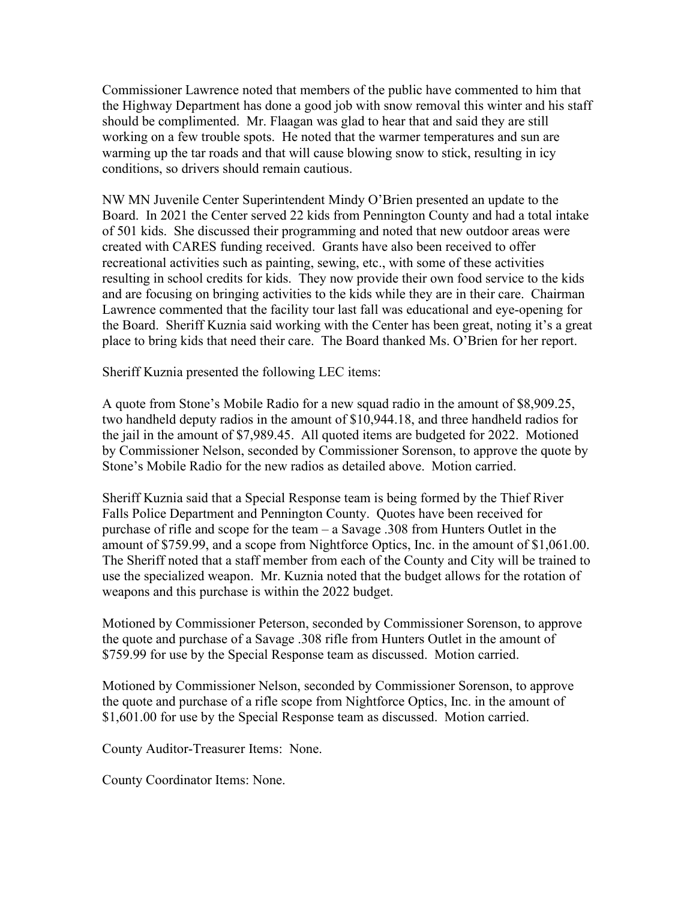Commissioner Lawrence noted that members of the public have commented to him that the Highway Department has done a good job with snow removal this winter and his staff should be complimented. Mr. Flaagan was glad to hear that and said they are still working on a few trouble spots. He noted that the warmer temperatures and sun are warming up the tar roads and that will cause blowing snow to stick, resulting in icy conditions, so drivers should remain cautious.

NW MN Juvenile Center Superintendent Mindy O'Brien presented an update to the Board. In 2021 the Center served 22 kids from Pennington County and had a total intake of 501 kids. She discussed their programming and noted that new outdoor areas were created with CARES funding received. Grants have also been received to offer recreational activities such as painting, sewing, etc., with some of these activities resulting in school credits for kids. They now provide their own food service to the kids and are focusing on bringing activities to the kids while they are in their care. Chairman Lawrence commented that the facility tour last fall was educational and eye-opening for the Board. Sheriff Kuznia said working with the Center has been great, noting it's a great place to bring kids that need their care. The Board thanked Ms. O'Brien for her report.

Sheriff Kuznia presented the following LEC items:

A quote from Stone's Mobile Radio for a new squad radio in the amount of $8,909.25, two handheld deputy radios in the amount of $10,944.18, and three handheld radios for the jail in the amount of $7,989.45. All quoted items are budgeted for 2022. Motioned by Commissioner Nelson, seconded by Commissioner Sorenson, to approve the quote by Stone's Mobile Radio for the new radios as detailed above. Motion carried.

Sheriff Kuznia said that a Special Response team is being formed by the Thief River Falls Police Department and Pennington County. Quotes have been received for purchase of rifle and scope for the team – a Savage .308 from Hunters Outlet in the amount of $759.99, and a scope from Nightforce Optics, Inc. in the amount of $1,061.00. The Sheriff noted that a staff member from each of the County and City will be trained to use the specialized weapon. Mr. Kuznia noted that the budget allows for the rotation of weapons and this purchase is within the 2022 budget.

Motioned by Commissioner Peterson, seconded by Commissioner Sorenson, to approve the quote and purchase of a Savage .308 rifle from Hunters Outlet in the amount of $759.99 for use by the Special Response team as discussed. Motion carried.

Motioned by Commissioner Nelson, seconded by Commissioner Sorenson, to approve the quote and purchase of a rifle scope from Nightforce Optics, Inc. in the amount of $1,601.00 for use by the Special Response team as discussed. Motion carried.

County Auditor-Treasurer Items: None.

County Coordinator Items: None.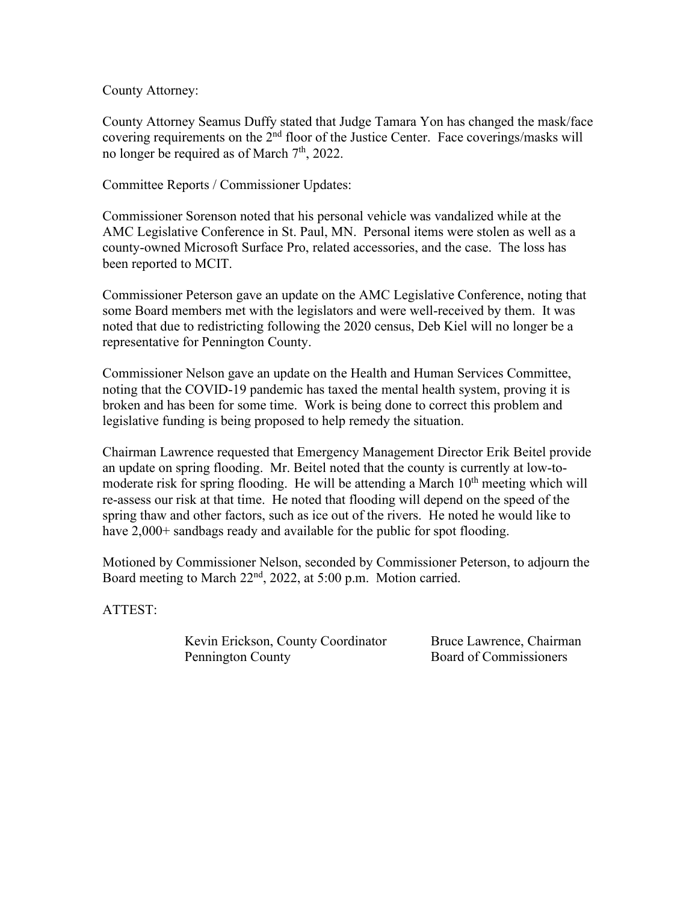County Attorney:

County Attorney Seamus Duffy stated that Judge Tamara Yon has changed the mask/face covering requirements on the 2nd floor of the Justice Center. Face coverings/masks will no longer be required as of March 7th, 2022.

Committee Reports / Commissioner Updates:

Commissioner Sorenson noted that his personal vehicle was vandalized while at the AMC Legislative Conference in St. Paul, MN. Personal items were stolen as well as a county-owned Microsoft Surface Pro, related accessories, and the case. The loss has been reported to MCIT.

Commissioner Peterson gave an update on the AMC Legislative Conference, noting that some Board members met with the legislators and were well-received by them. It was noted that due to redistricting following the 2020 census, Deb Kiel will no longer be a representative for Pennington County.

Commissioner Nelson gave an update on the Health and Human Services Committee, noting that the COVID-19 pandemic has taxed the mental health system, proving it is broken and has been for some time. Work is being done to correct this problem and legislative funding is being proposed to help remedy the situation.

Chairman Lawrence requested that Emergency Management Director Erik Beitel provide an update on spring flooding. Mr. Beitel noted that the county is currently at low-to-moderate risk for spring flooding. He will be attending a March 10th meeting which will re-assess our risk at that time. He noted that flooding will depend on the speed of the spring thaw and other factors, such as ice out of the rivers. He noted he would like to have 2,000+ sandbags ready and available for the public for spot flooding.

Motioned by Commissioner Nelson, seconded by Commissioner Peterson, to adjourn the Board meeting to March 22nd, 2022, at 5:00 p.m. Motion carried.

ATTEST:

Kevin Erickson, County Coordinator
Pennington County

Bruce Lawrence, Chairman
Board of Commissioners